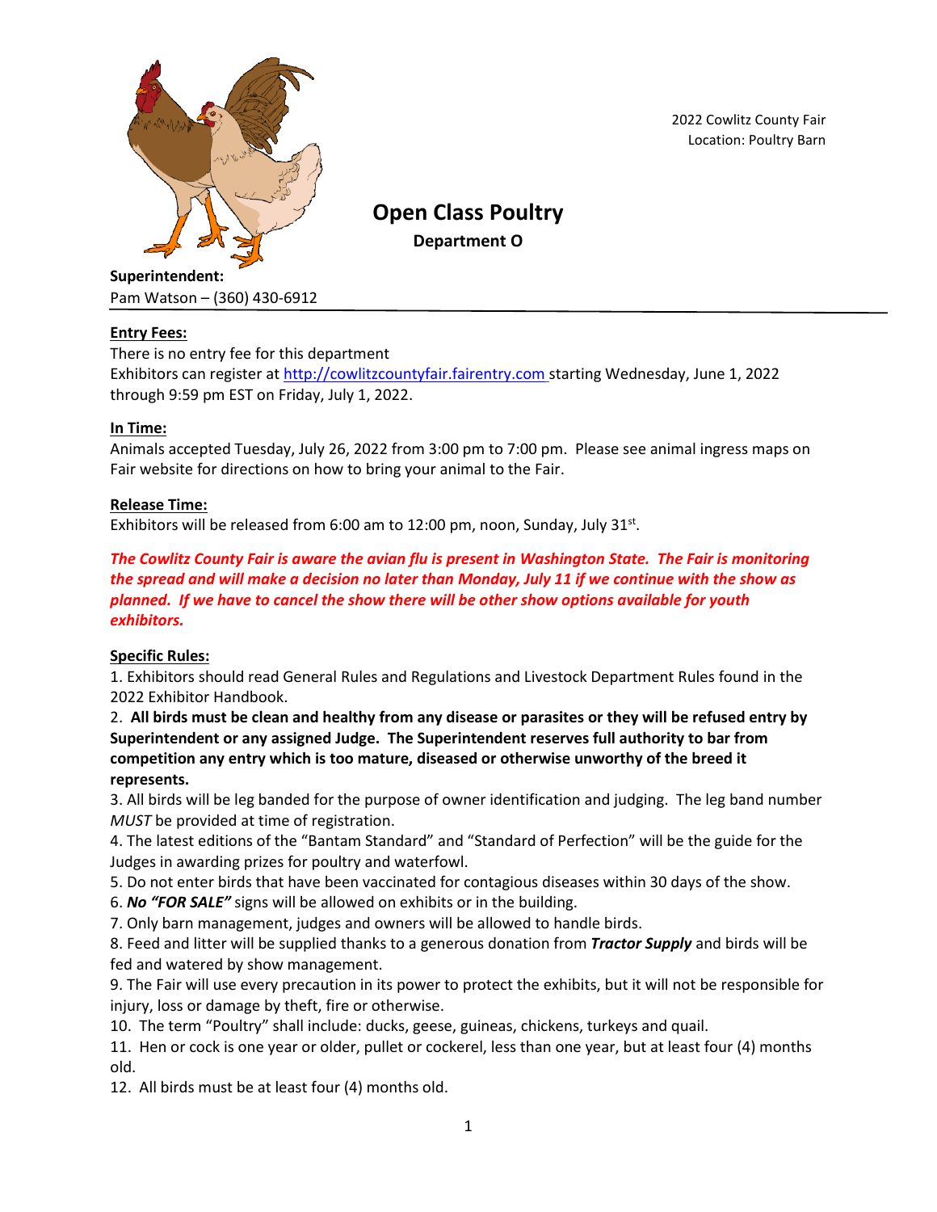2022 Cowlitz County Fair
Location: Poultry Barn

# Open Class Poultry

## Department O

**Superintendent:**
Pam Watson – (360) 430-6912

**Entry Fees:**
There is no entry fee for this department
Exhibitors can register at http://cowlitzcountyfair.fairentry.com starting Wednesday, June 1, 2022 through 9:59 pm EST on Friday, July 1, 2022.

**In Time:**
Animals accepted Tuesday, July 26, 2022 from 3:00 pm to 7:00 pm. Please see animal ingress maps on Fair website for directions on how to bring your animal to the Fair.

**Release Time:**
Exhibitors will be released from 6:00 am to 12:00 pm, noon, Sunday, July 31st.

***The Cowlitz County Fair is aware the avian flu is present in Washington State. The Fair is monitoring the spread and will make a decision no later than Monday, July 11 if we continue with the show as planned. If we have to cancel the show there will be other show options available for youth exhibitors.***

**Specific Rules:**

1. Exhibitors should read General Rules and Regulations and Livestock Department Rules found in the 2022 Exhibitor Handbook.
2. **All birds must be clean and healthy from any disease or parasites or they will be refused entry by Superintendent or any assigned Judge. The Superintendent reserves full authority to bar from competition any entry which is too mature, diseased or otherwise unworthy of the breed it represents.**
3. All birds will be leg banded for the purpose of owner identification and judging. The leg band number *MUST* be provided at time of registration.
4. The latest editions of the "Bantam Standard" and "Standard of Perfection" will be the guide for the Judges in awarding prizes for poultry and waterfowl.
5. Do not enter birds that have been vaccinated for contagious diseases within 30 days of the show.
6. ***No "FOR SALE"*** signs will be allowed on exhibits or in the building.
7. Only barn management, judges and owners will be allowed to handle birds.
8. Feed and litter will be supplied thanks to a generous donation from ***Tractor Supply*** and birds will be fed and watered by show management.
9. The Fair will use every precaution in its power to protect the exhibits, but it will not be responsible for injury, loss or damage by theft, fire or otherwise.
10. The term "Poultry" shall include: ducks, geese, guineas, chickens, turkeys and quail.
11. Hen or cock is one year or older, pullet or cockerel, less than one year, but at least four (4) months old.
12. All birds must be at least four (4) months old.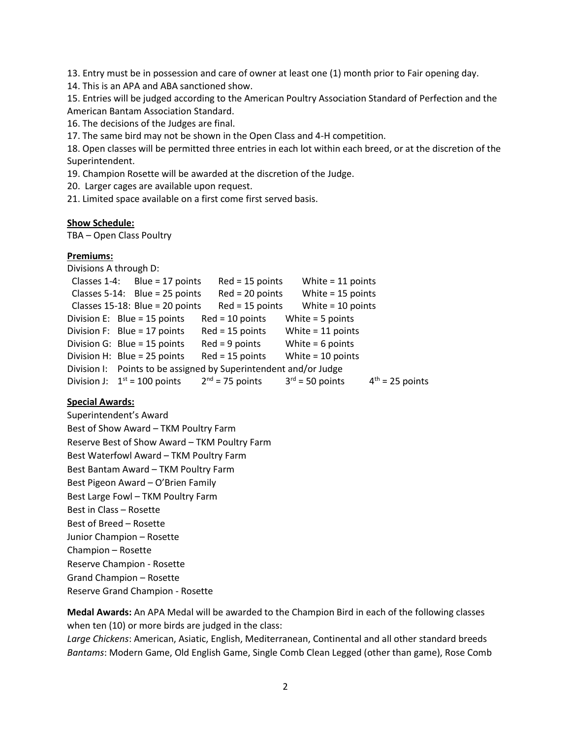13. Entry must be in possession and care of owner at least one (1) month prior to Fair opening day.
14. This is an APA and ABA sanctioned show.
15. Entries will be judged according to the American Poultry Association Standard of Perfection and the American Bantam Association Standard.
16. The decisions of the Judges are final.
17. The same bird may not be shown in the Open Class and 4-H competition.
18. Open classes will be permitted three entries in each lot within each breed, or at the discretion of the Superintendent.
19. Champion Rosette will be awarded at the discretion of the Judge.
20. Larger cages are available upon request.
21. Limited space available on a first come first served basis.

**Show Schedule:**

TBA – Open Class Poultry

**Premiums:**

Divisions A through D:

| | | | | |
|---|---|---|---|---|
| Classes 1-4: | Blue = 17 points | Red = 15 points | White = 11 points | |
| Classes 5-14: | Blue = 25 points | Red = 20 points | White = 15 points | |
| Classes 15-18: | Blue = 20 points | Red = 15 points | White = 10 points | |
| Division E: | Blue = 15 points | Red = 10 points | White = 5 points | |
| Division F: | Blue = 17 points | Red = 15 points | White = 11 points | |
| Division G: | Blue = 15 points | Red = 9 points | White = 6 points | |
| Division H: | Blue = 25 points | Red = 15 points | White = 10 points | |
| Division I: | Points to be assigned by Superintendent and/or Judge | | | |
| Division J: | 1st = 100 points | 2nd = 75 points | 3rd = 50 points | 4th = 25 points |

**Special Awards:**

Superintendent's Award
Best of Show Award – TKM Poultry Farm
Reserve Best of Show Award – TKM Poultry Farm
Best Waterfowl Award – TKM Poultry Farm
Best Bantam Award – TKM Poultry Farm
Best Pigeon Award – O'Brien Family
Best Large Fowl – TKM Poultry Farm
Best in Class – Rosette
Best of Breed – Rosette
Junior Champion – Rosette
Champion – Rosette
Reserve Champion - Rosette
Grand Champion – Rosette
Reserve Grand Champion - Rosette

**Medal Awards:** An APA Medal will be awarded to the Champion Bird in each of the following classes when ten (10) or more birds are judged in the class:

*Large Chickens*: American, Asiatic, English, Mediterranean, Continental and all other standard breeds

*Bantams*: Modern Game, Old English Game, Single Comb Clean Legged (other than game), Rose Comb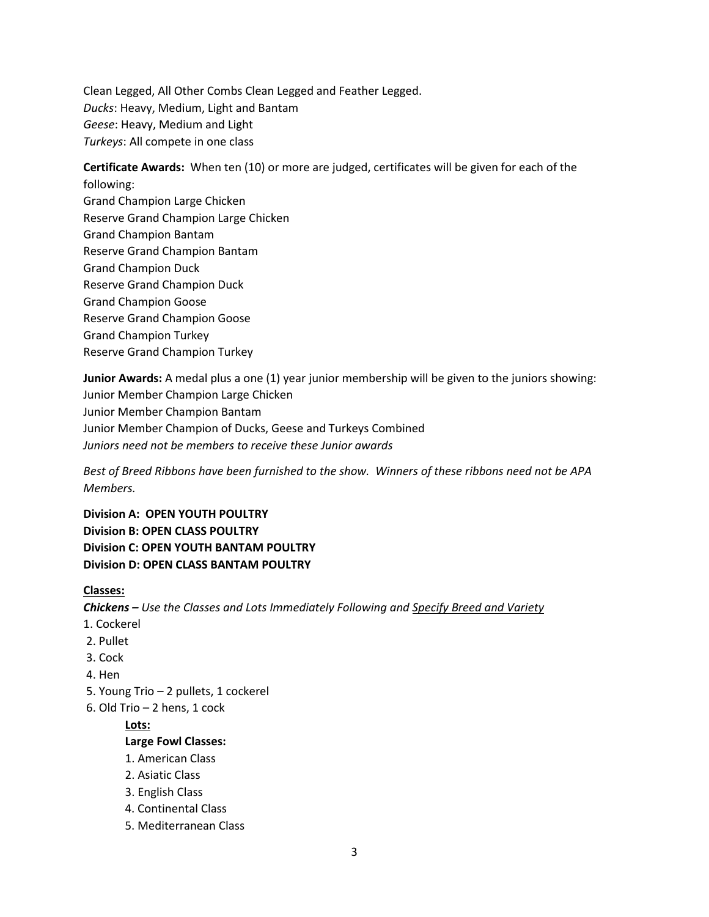Clean Legged, All Other Combs Clean Legged and Feather Legged.
*Ducks*: Heavy, Medium, Light and Bantam
*Geese*: Heavy, Medium and Light
*Turkeys*: All compete in one class

**Certificate Awards:** When ten (10) or more are judged, certificates will be given for each of the following:
Grand Champion Large Chicken
Reserve Grand Champion Large Chicken
Grand Champion Bantam
Reserve Grand Champion Bantam
Grand Champion Duck
Reserve Grand Champion Duck
Grand Champion Goose
Reserve Grand Champion Goose
Grand Champion Turkey
Reserve Grand Champion Turkey

**Junior Awards:** A medal plus a one (1) year junior membership will be given to the juniors showing:
Junior Member Champion Large Chicken
Junior Member Champion Bantam
Junior Member Champion of Ducks, Geese and Turkeys Combined
*Juniors need not be members to receive these Junior awards*

*Best of Breed Ribbons have been furnished to the show. Winners of these ribbons need not be APA Members.*

**Division A: OPEN YOUTH POULTRY**
**Division B: OPEN CLASS POULTRY**
**Division C: OPEN YOUTH BANTAM POULTRY**
**Division D: OPEN CLASS BANTAM POULTRY**

**Classes:**

***Chickens** – Use the Classes and Lots Immediately Following and Specify Breed and Variety*

1. Cockerel
2. Pullet
3. Cock
4. Hen
5. Young Trio – 2 pullets, 1 cockerel
6. Old Trio – 2 hens, 1 cock

    **Lots:**

    **Large Fowl Classes:**

    1. American Class
    2. Asiatic Class
    3. English Class
    4. Continental Class
    5. Mediterranean Class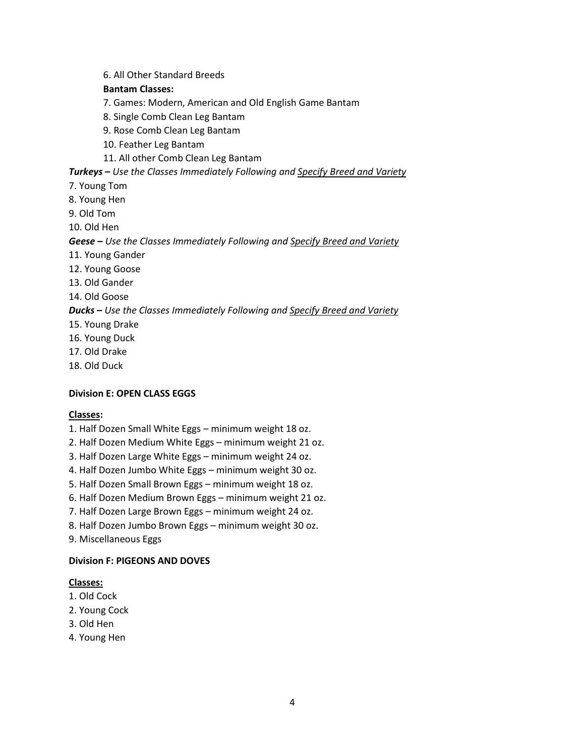6. All Other Standard Breeds

**Bantam Classes:**

7. Games: Modern, American and Old English Game Bantam
8. Single Comb Clean Leg Bantam
9. Rose Comb Clean Leg Bantam
10. Feather Leg Bantam
11. All other Comb Clean Leg Bantam

***Turkeys –*** *Use the Classes Immediately Following and* *<u>Specify Breed and Variety</u>*

7. Young Tom
8. Young Hen
9. Old Tom
10. Old Hen

***Geese –*** *Use the Classes Immediately Following and* *<u>Specify Breed and Variety</u>*

11. Young Gander
12. Young Goose
13. Old Gander
14. Old Goose

***Ducks –*** *Use the Classes Immediately Following and* *<u>Specify Breed and Variety</u>*

15. Young Drake
16. Young Duck
17. Old Drake
18. Old Duck

**Division E: OPEN CLASS EGGS**

**<u>Classes</u>:**

1. Half Dozen Small White Eggs – minimum weight 18 oz.
2. Half Dozen Medium White Eggs – minimum weight 21 oz.
3. Half Dozen Large White Eggs – minimum weight 24 oz.
4. Half Dozen Jumbo White Eggs – minimum weight 30 oz.
5. Half Dozen Small Brown Eggs – minimum weight 18 oz.
6. Half Dozen Medium Brown Eggs – minimum weight 21 oz.
7. Half Dozen Large Brown Eggs – minimum weight 24 oz.
8. Half Dozen Jumbo Brown Eggs – minimum weight 30 oz.
9. Miscellaneous Eggs

**Division F: PIGEONS AND DOVES**

**<u>Classes:</u>**

1. Old Cock
2. Young Cock
3. Old Hen
4. Young Hen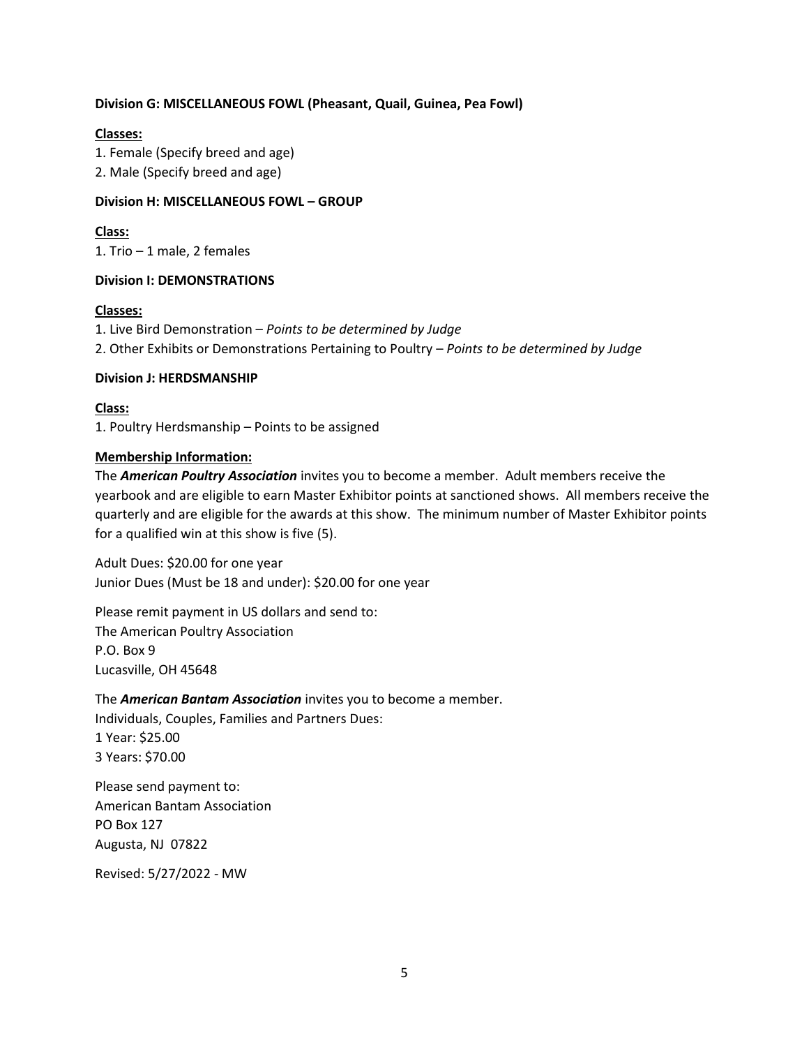**Division G: MISCELLANEOUS FOWL (Pheasant, Quail, Guinea, Pea Fowl)**

**Classes:**

1. Female (Specify breed and age)
2. Male (Specify breed and age)

**Division H: MISCELLANEOUS FOWL – GROUP**

**Class:**

1. Trio – 1 male, 2 females

**Division I: DEMONSTRATIONS**

**Classes:**

1. Live Bird Demonstration – *Points to be determined by Judge*
2. Other Exhibits or Demonstrations Pertaining to Poultry – *Points to be determined by Judge*

**Division J: HERDSMANSHIP**

**Class:**

1. Poultry Herdsmanship – Points to be assigned

**Membership Information:**

The ***American Poultry Association*** invites you to become a member. Adult members receive the yearbook and are eligible to earn Master Exhibitor points at sanctioned shows. All members receive the quarterly and are eligible for the awards at this show. The minimum number of Master Exhibitor points for a qualified win at this show is five (5).

Adult Dues: $20.00 for one year
Junior Dues (Must be 18 and under): $20.00 for one year

Please remit payment in US dollars and send to:
The American Poultry Association
P.O. Box 9
Lucasville, OH 45648

The ***American Bantam Association*** invites you to become a member.
Individuals, Couples, Families and Partners Dues:
1 Year: $25.00
3 Years: $70.00

Please send payment to:
American Bantam Association
PO Box 127
Augusta, NJ 07822

Revised: 5/27/2022 - MW